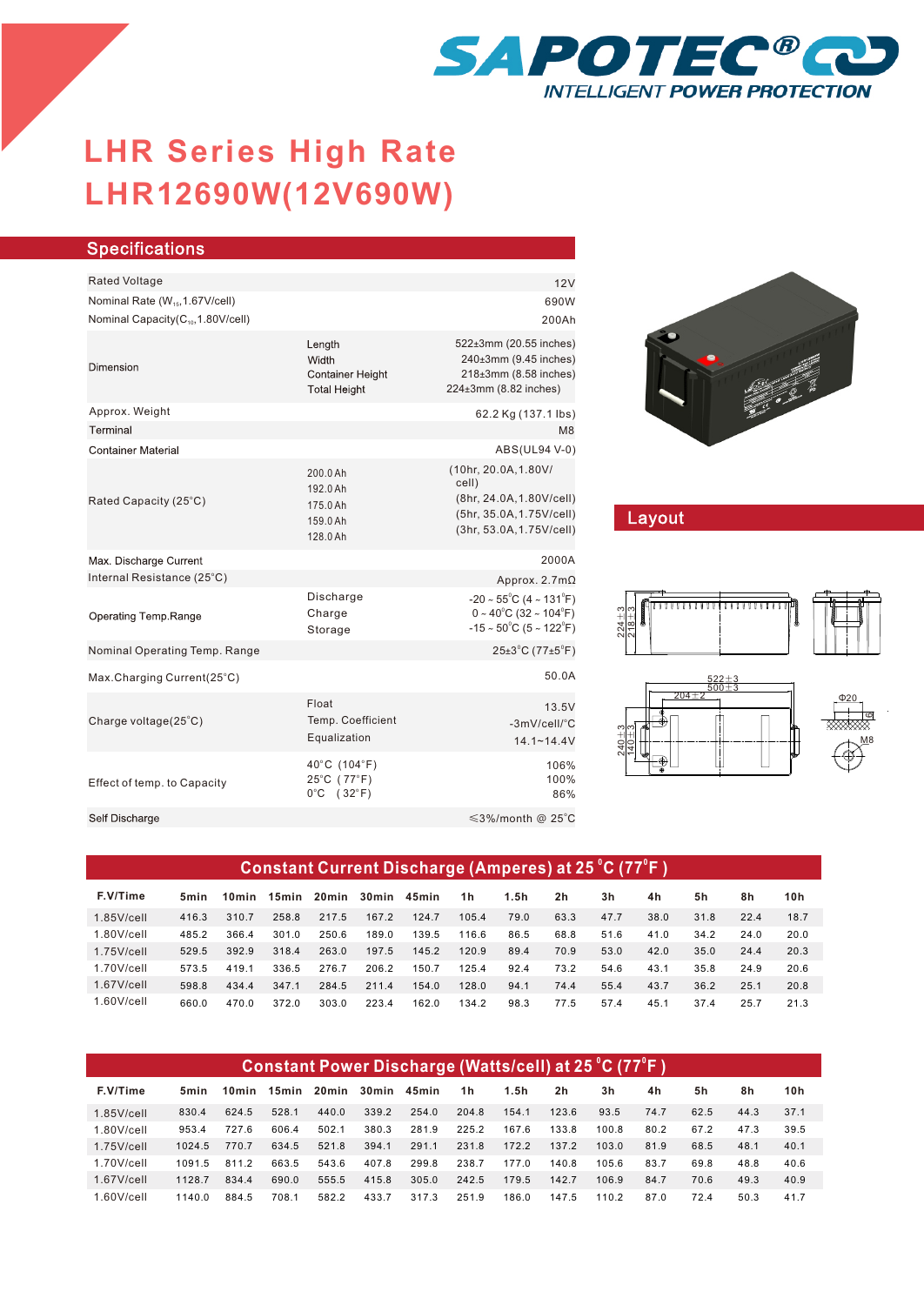SAPOTEC®

INTELLIGENT POWER PROTECTION

# LHR Series High Rate

# LHR12690W(12V690W)

## Specifications

| | | |
|---|---|---|
| Rated Voltage | | 12V |
| Nominal Rate ($W_{15}$,1.67V/cell) | | 690W |
| Nominal Capacity($C_{10}$,1.80V/cell) | | 200Ah |
| Dimension | Length<br>Width<br>Container Height<br>Total Height | 522±3mm (20.55 inches)<br>240±3mm (9.45 inches)<br>218±3mm (8.58 inches)<br>224±3mm (8.82 inches) |
| Approx. Weight | | 62.2 Kg (137.1 lbs) |
| Terminal | | M8 |
| Container Material | | ABS(UL94 V-0) |
| Rated Capacity (25°C) | 200.0Ah<br>192.0Ah<br>175.0Ah<br>159.0Ah<br>128.0Ah | (10hr, 20.0A,1.80V/cell)<br>(8hr, 24.0A,1.80V/cell)<br>(5hr, 35.0A,1.75V/cell)<br>(3hr, 53.0A,1.75V/cell) |
| Max. Discharge Current | | 2000A |
| Internal Resistance (25°C) | | Approx. 2.7mΩ |
| Operating Temp.Range | Discharge<br>Charge<br>Storage | -20 ~ 55°C (4 ~ 131°F)<br>0 ~ 40°C (32 ~ 104°F)<br>-15 ~ 50°C (5 ~ 122°F) |
| Nominal Operating Temp. Range | | 25±3°C (77±5°F) |
| Max.Charging Current(25°C) | | 50.0A |
| Charge voltage(25°C) | Float<br>Temp. Coefficient<br>Equalization | 13.5V<br>-3mV/cell/°C<br>14.1~14.4V |
| Effect of temp. to Capacity | 40°C (104°F)<br>25°C (77°F)<br>0°C (32°F) | 106%<br>100%<br>86% |
| Self Discharge | | ≤3%/month @ 25°C |

## Layout

224±3, 218±3, 522±3, 500±3, 204±2, 240±3, 140±3, Φ20, M8

## Constant Current Discharge (Amperes) at 25°C (77°F)

| F.V/Time | 5min | 10min | 15min | 20min | 30min | 45min | 1h | 1.5h | 2h | 3h | 4h | 5h | 8h | 10h |
|---|---|---|---|---|---|---|---|---|---|---|---|---|---|---|
| 1.85V/cell | 416.3 | 310.7 | 258.8 | 217.5 | 167.2 | 124.7 | 105.4 | 79.0 | 63.3 | 47.7 | 38.0 | 31.8 | 22.4 | 18.7 |
| 1.80V/cell | 485.2 | 366.4 | 301.0 | 250.6 | 189.0 | 139.5 | 116.6 | 86.5 | 68.8 | 51.6 | 41.0 | 34.2 | 24.0 | 20.0 |
| 1.75V/cell | 529.5 | 392.9 | 318.4 | 263.0 | 197.5 | 145.2 | 120.9 | 89.4 | 70.9 | 53.0 | 42.0 | 35.0 | 24.4 | 20.3 |
| 1.70V/cell | 573.5 | 419.1 | 336.5 | 276.7 | 206.2 | 150.7 | 125.4 | 92.4 | 73.2 | 54.6 | 43.1 | 35.8 | 24.9 | 20.6 |
| 1.67V/cell | 598.8 | 434.4 | 347.1 | 284.5 | 211.4 | 154.0 | 128.0 | 94.1 | 74.4 | 55.4 | 43.7 | 36.2 | 25.1 | 20.8 |
| 1.60V/cell | 660.0 | 470.0 | 372.0 | 303.0 | 223.4 | 162.0 | 134.2 | 98.3 | 77.5 | 57.4 | 45.1 | 37.4 | 25.7 | 21.3 |

## Constant Power Discharge (Watts/cell) at 25°C (77°F)

| F.V/Time | 5min | 10min | 15min | 20min | 30min | 45min | 1h | 1.5h | 2h | 3h | 4h | 5h | 8h | 10h |
|---|---|---|---|---|---|---|---|---|---|---|---|---|---|---|
| 1.85V/cell | 830.4 | 624.5 | 528.1 | 440.0 | 339.2 | 254.0 | 204.8 | 154.1 | 123.6 | 93.5 | 74.7 | 62.5 | 44.3 | 37.1 |
| 1.80V/cell | 953.4 | 727.6 | 606.4 | 502.1 | 380.3 | 281.9 | 225.2 | 167.6 | 133.8 | 100.8 | 80.2 | 67.2 | 47.3 | 39.5 |
| 1.75V/cell | 1024.5 | 770.7 | 634.5 | 521.8 | 394.1 | 291.1 | 231.8 | 172.2 | 137.2 | 103.0 | 81.9 | 68.5 | 48.1 | 40.1 |
| 1.70V/cell | 1091.5 | 811.2 | 663.5 | 543.6 | 407.8 | 299.8 | 238.7 | 177.0 | 140.8 | 105.6 | 83.7 | 69.8 | 48.8 | 40.6 |
| 1.67V/cell | 1128.7 | 834.4 | 690.0 | 555.5 | 415.8 | 305.0 | 242.5 | 179.5 | 142.7 | 106.9 | 84.7 | 70.6 | 49.3 | 40.9 |
| 1.60V/cell | 1140.0 | 884.5 | 708.1 | 582.2 | 433.7 | 317.3 | 251.9 | 186.0 | 147.5 | 110.2 | 87.0 | 72.4 | 50.3 | 41.7 |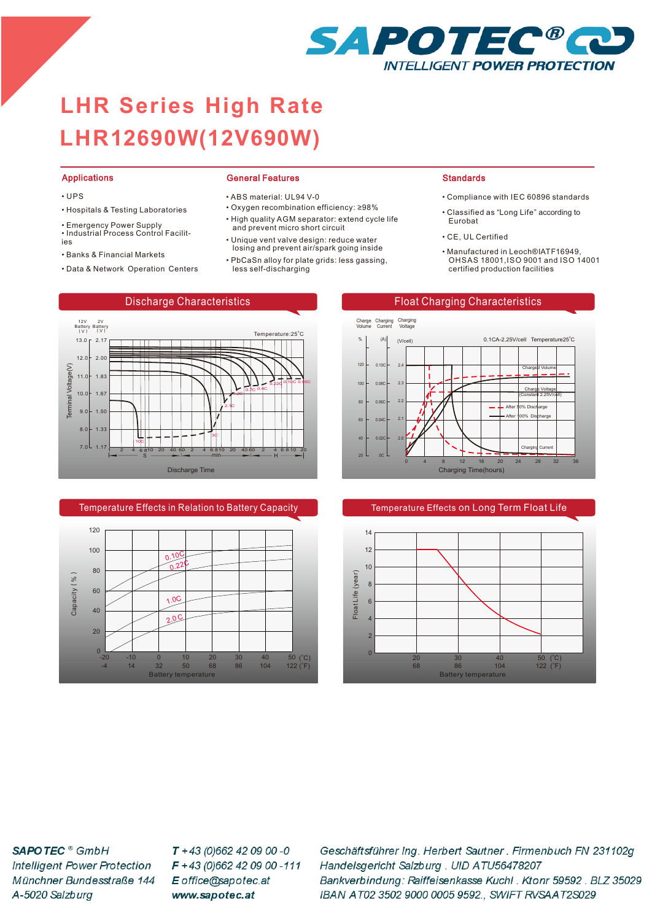SAPOTEC® INTELLIGENT POWER PROTECTION

# LHR Series High Rate

# LHR12690W(12V690W)

## Applications

- UPS
- Hospitals & Testing Laboratories
- Emergency Power Supply
- Industrial Process Control Facilit-ies
- Banks & Financial Markets
- Data & Network Operation Centers

## General Features

- ABS material: UL94 V-0
- Oxygen recombination efficiency: ≥98%
- High quality AGM separator: extend cycle life and prevent micro short circuit
- Unique vent valve design: reduce water losing and prevent air/spark going inside
- PbCaSn alloy for plate grids: less gassing, less self-discharging

## Standards

- Compliance with IEC 60896 standards
- Classified as "Long Life" according to Eurobat
- CE, UL Certified
- Manufactured in Leoch®IATF16949, OHSAS 18001,ISO 9001 and ISO 14001 certified production facilities

## Discharge Characteristics

12V Battery (V)
2V Battery (V)
Temperature:25°C
Terminal Voltage(V)
13.0 2.17
12.0 2.00
11.0 1.83
10.0 1.67
9.0 1.50
8.0 1.33
7.0 1.17
10C
3C
2.1C
1.3C
0.7C 0.4C
0.22C 0.10C 0.05C
1 2 4 6 8 10 20 40 60 2 4 6 8 10 20 40 60 2 4 6 8 10 20
S
min
H
Discharge Time

## Float Charging Characteristics

Charge Volume
Charging Current
Charging Voltage
% (A) (V/cell)
0.1CA-2.25V/cell Temperature25°C
120 0.10C 2.4
100 0.08C 2.3
80 0.06C 2.2
60 0.04C 2.1
40 0.02C 2.0
20 0C
Charged Volume
Charge Voltage (Constant 2.25V/cell)
After 50% Discharge
After 100% Discharge
Charging Current
0 4 8 12 16 20 24 28 32 36
Charging Time(hours)

## Temperature Effects in Relation to Battery Capacity

Capacity (%)
120
100
80
60
40
20
0
0.10C
0.22C
1.0C
2.0C
-20 -10 0 10 20 30 40 50 (°C)
-4 14 32 50 68 86 104 122 (°F)
Battery temperature

## Temperature Effects on Long Term Float Life

Float Life (year)
14
12
10
8
6
4
2
0
20 30 40 50 (°C)
68 86 104 122 (°F)
Battery temperature

---

*SAPOTEC ® GmbH*
*Intelligent Power Protection*
*Münchner Bundesstraße 144*
*A-5020 Salzburg*

*T +43 (0)662 42 09 00 -0*
*F +43 (0)662 42 09 00 -111*
*E office@sapotec.at*
*www.sapotec.at*

*Geschäftsführer Ing. Herbert Sautner . Firmenbuch FN 231102g*
*Handelsgericht Salzburg . UID ATU56478207*
*Bankverbindung: Raiffeisenkasse Kuchl . Ktonr 59592 . BLZ 35029*
*IBAN AT02 3502 9000 0005 9592., SWIFT RVSAAT2S029*